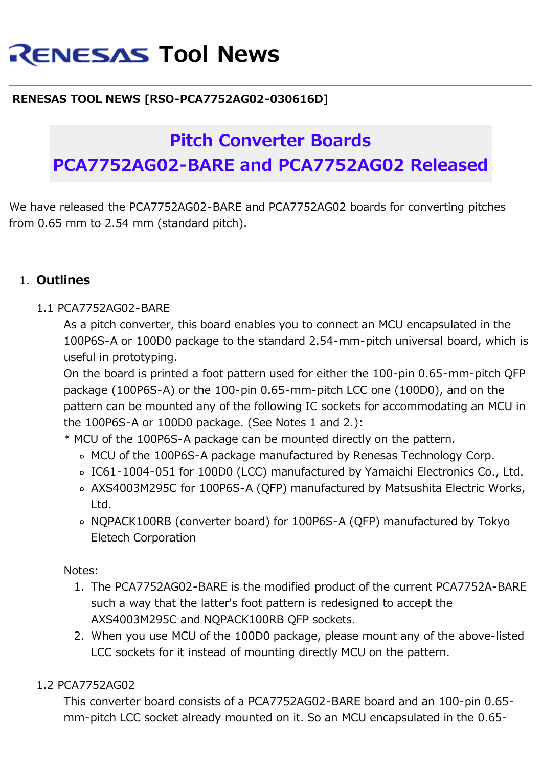# Tool News

**RENESAS TOOL NEWS [RSO-PCA7752AG02-030616D]**

## Pitch Converter Boards PCA7752AG02-BARE and PCA7752AG02 Released

We have released the PCA7752AG02-BARE and PCA7752AG02 boards for converting pitches from 0.65 mm to 2.54 mm (standard pitch).

---

1. **Outlines**

   1.1 PCA7752AG02-BARE

   As a pitch converter, this board enables you to connect an MCU encapsulated in the 100P6S-A or 100D0 package to the standard 2.54-mm-pitch universal board, which is useful in prototyping.
   On the board is printed a foot pattern used for either the 100-pin 0.65-mm-pitch QFP package (100P6S-A) or the 100-pin 0.65-mm-pitch LCC one (100D0), and on the pattern can be mounted any of the following IC sockets for accommodating an MCU in the 100P6S-A or 100D0 package. (See Notes 1 and 2.):
   * MCU of the 100P6S-A package can be mounted directly on the pattern.
     - MCU of the 100P6S-A package manufactured by Renesas Technology Corp.
     - IC61-1004-051 for 100D0 (LCC) manufactured by Yamaichi Electronics Co., Ltd.
     - AXS4003M295C for 100P6S-A (QFP) manufactured by Matsushita Electric Works, Ltd.
     - NQPACK100RB (converter board) for 100P6S-A (QFP) manufactured by Tokyo Eletech Corporation

   Notes:
   1. The PCA7752AG02-BARE is the modified product of the current PCA7752A-BARE such a way that the latter's foot pattern is redesigned to accept the AXS4003M295C and NQPACK100RB QFP sockets.
   2. When you use MCU of the 100D0 package, please mount any of the above-listed LCC sockets for it instead of mounting directly MCU on the pattern.

   1.2 PCA7752AG02

   This converter board consists of a PCA7752AG02-BARE board and an 100-pin 0.65-mm-pitch LCC socket already mounted on it. So an MCU encapsulated in the 0.65-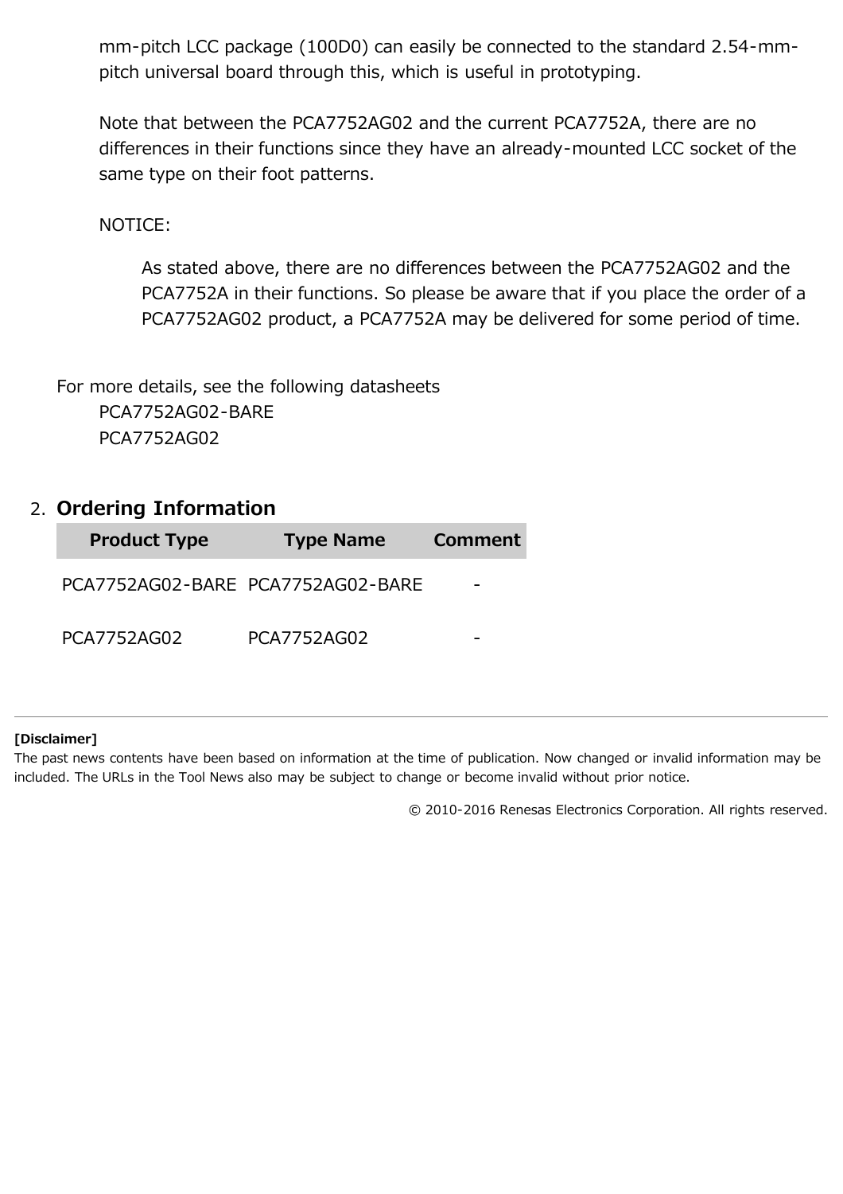mm-pitch LCC package (100D0) can easily be connected to the standard 2.54-mm-pitch universal board through this, which is useful in prototyping.

Note that between the PCA7752AG02 and the current PCA7752A, there are no differences in their functions since they have an already-mounted LCC socket of the same type on their foot patterns.

NOTICE:

> As stated above, there are no differences between the PCA7752AG02 and the PCA7752A in their functions. So please be aware that if you place the order of a PCA7752AG02 product, a PCA7752A may be delivered for some period of time.

For more details, see the following datasheets
- PCA7752AG02-BARE
- PCA7752AG02

## 2. Ordering Information

| Product Type | Type Name | Comment |
|---|---|---|
| PCA7752AG02-BARE | PCA7752AG02-BARE | - |
| PCA7752AG02 | PCA7752AG02 | - |

---

**[Disclaimer]**
The past news contents have been based on information at the time of publication. Now changed or invalid information may be included. The URLs in the Tool News also may be subject to change or become invalid without prior notice.

© 2010-2016 Renesas Electronics Corporation. All rights reserved.